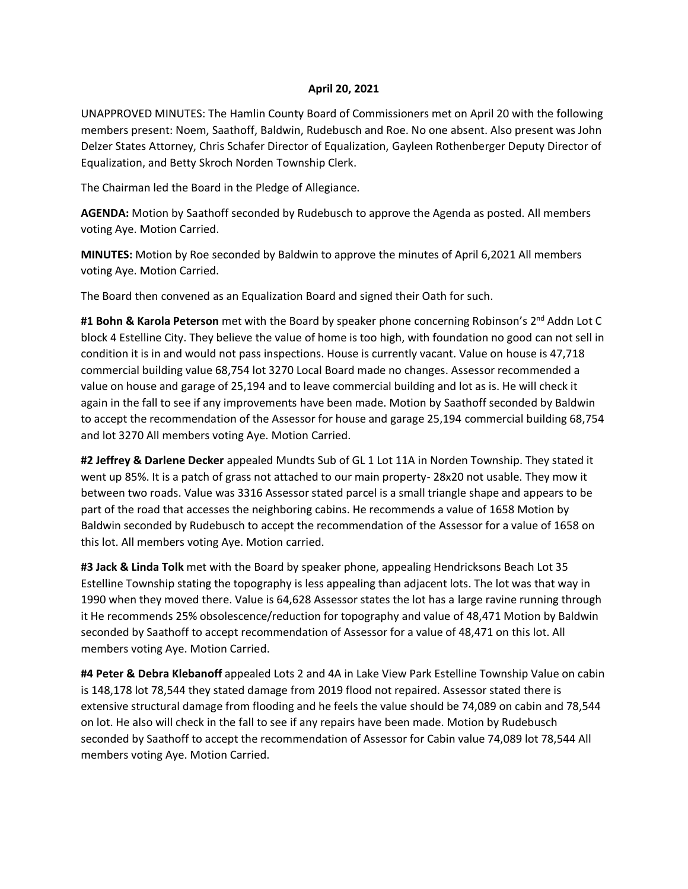**April 20, 2021**

UNAPPROVED MINUTES: The Hamlin County Board of Commissioners met on April 20 with the following members present: Noem, Saathoff, Baldwin, Rudebusch and Roe. No one absent. Also present was John Delzer States Attorney, Chris Schafer Director of Equalization, Gayleen Rothenberger Deputy Director of Equalization, and Betty Skroch Norden Township Clerk.

The Chairman led the Board in the Pledge of Allegiance.

**AGENDA:** Motion by Saathoff seconded by Rudebusch to approve the Agenda as posted. All members voting Aye. Motion Carried.

**MINUTES:** Motion by Roe seconded by Baldwin to approve the minutes of April 6,2021 All members voting Aye. Motion Carried.

The Board then convened as an Equalization Board and signed their Oath for such.

**#1 Bohn & Karola Peterson** met with the Board by speaker phone concerning Robinson's 2nd Addn Lot C block 4 Estelline City. They believe the value of home is too high, with foundation no good can not sell in condition it is in and would not pass inspections. House is currently vacant. Value on house is 47,718 commercial building value 68,754 lot 3270 Local Board made no changes. Assessor recommended a value on house and garage of 25,194 and to leave commercial building and lot as is. He will check it again in the fall to see if any improvements have been made. Motion by Saathoff seconded by Baldwin to accept the recommendation of the Assessor for house and garage 25,194 commercial building 68,754 and lot 3270 All members voting Aye. Motion Carried.

**#2 Jeffrey & Darlene Decker** appealed Mundts Sub of GL 1 Lot 11A in Norden Township. They stated it went up 85%. It is a patch of grass not attached to our main property- 28x20 not usable. They mow it between two roads. Value was 3316 Assessor stated parcel is a small triangle shape and appears to be part of the road that accesses the neighboring cabins. He recommends a value of 1658 Motion by Baldwin seconded by Rudebusch to accept the recommendation of the Assessor for a value of 1658 on this lot. All members voting Aye. Motion carried.

**#3 Jack & Linda Tolk** met with the Board by speaker phone, appealing Hendricksons Beach Lot 35 Estelline Township stating the topography is less appealing than adjacent lots. The lot was that way in 1990 when they moved there. Value is 64,628 Assessor states the lot has a large ravine running through it He recommends 25% obsolescence/reduction for topography and value of 48,471 Motion by Baldwin seconded by Saathoff to accept recommendation of Assessor for a value of 48,471 on this lot. All members voting Aye. Motion Carried.

**#4 Peter & Debra Klebanoff** appealed Lots 2 and 4A in Lake View Park Estelline Township Value on cabin is 148,178 lot 78,544 they stated damage from 2019 flood not repaired. Assessor stated there is extensive structural damage from flooding and he feels the value should be 74,089 on cabin and 78,544 on lot. He also will check in the fall to see if any repairs have been made. Motion by Rudebusch seconded by Saathoff to accept the recommendation of Assessor for Cabin value 74,089 lot 78,544 All members voting Aye. Motion Carried.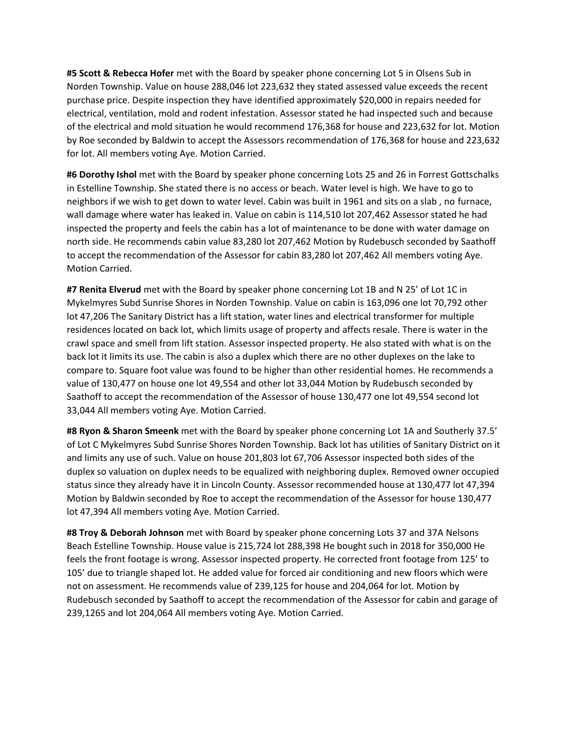**#5 Scott & Rebecca Hofer** met with the Board by speaker phone concerning Lot 5 in Olsens Sub in Norden Township. Value on house 288,046 lot 223,632 they stated assessed value exceeds the recent purchase price. Despite inspection they have identified approximately $20,000 in repairs needed for electrical, ventilation, mold and rodent infestation. Assessor stated he had inspected such and because of the electrical and mold situation he would recommend 176,368 for house and 223,632 for lot. Motion by Roe seconded by Baldwin to accept the Assessors recommendation of 176,368 for house and 223,632 for lot. All members voting Aye. Motion Carried.

**#6 Dorothy Ishol** met with the Board by speaker phone concerning Lots 25 and 26 in Forrest Gottschalks in Estelline Township. She stated there is no access or beach. Water level is high. We have to go to neighbors if we wish to get down to water level. Cabin was built in 1961 and sits on a slab , no furnace, wall damage where water has leaked in. Value on cabin is 114,510 lot 207,462 Assessor stated he had inspected the property and feels the cabin has a lot of maintenance to be done with water damage on north side. He recommends cabin value 83,280 lot 207,462 Motion by Rudebusch seconded by Saathoff to accept the recommendation of the Assessor for cabin 83,280 lot 207,462 All members voting Aye. Motion Carried.

**#7 Renita Elverud** met with the Board by speaker phone concerning Lot 1B and N 25' of Lot 1C in Mykelmyres Subd Sunrise Shores in Norden Township. Value on cabin is 163,096 one lot 70,792 other lot 47,206 The Sanitary District has a lift station, water lines and electrical transformer for multiple residences located on back lot, which limits usage of property and affects resale. There is water in the crawl space and smell from lift station. Assessor inspected property. He also stated with what is on the back lot it limits its use. The cabin is also a duplex which there are no other duplexes on the lake to compare to. Square foot value was found to be higher than other residential homes. He recommends a value of 130,477 on house one lot 49,554 and other lot 33,044 Motion by Rudebusch seconded by Saathoff to accept the recommendation of the Assessor of house 130,477 one lot 49,554 second lot 33,044 All members voting Aye. Motion Carried.

**#8 Ryon & Sharon Smeenk** met with the Board by speaker phone concerning Lot 1A and Southerly 37.5' of Lot C Mykelmyres Subd Sunrise Shores Norden Township. Back lot has utilities of Sanitary District on it and limits any use of such. Value on house 201,803 lot 67,706 Assessor inspected both sides of the duplex so valuation on duplex needs to be equalized with neighboring duplex. Removed owner occupied status since they already have it in Lincoln County. Assessor recommended house at 130,477 lot 47,394 Motion by Baldwin seconded by Roe to accept the recommendation of the Assessor for house 130,477 lot 47,394 All members voting Aye. Motion Carried.

**#8 Troy & Deborah Johnson** met with Board by speaker phone concerning Lots 37 and 37A Nelsons Beach Estelline Township. House value is 215,724 lot 288,398 He bought such in 2018 for 350,000 He feels the front footage is wrong. Assessor inspected property. He corrected front footage from 125' to 105' due to triangle shaped lot. He added value for forced air conditioning and new floors which were not on assessment. He recommends value of 239,125 for house and 204,064 for lot. Motion by Rudebusch seconded by Saathoff to accept the recommendation of the Assessor for cabin and garage of 239,1265 and lot 204,064 All members voting Aye. Motion Carried.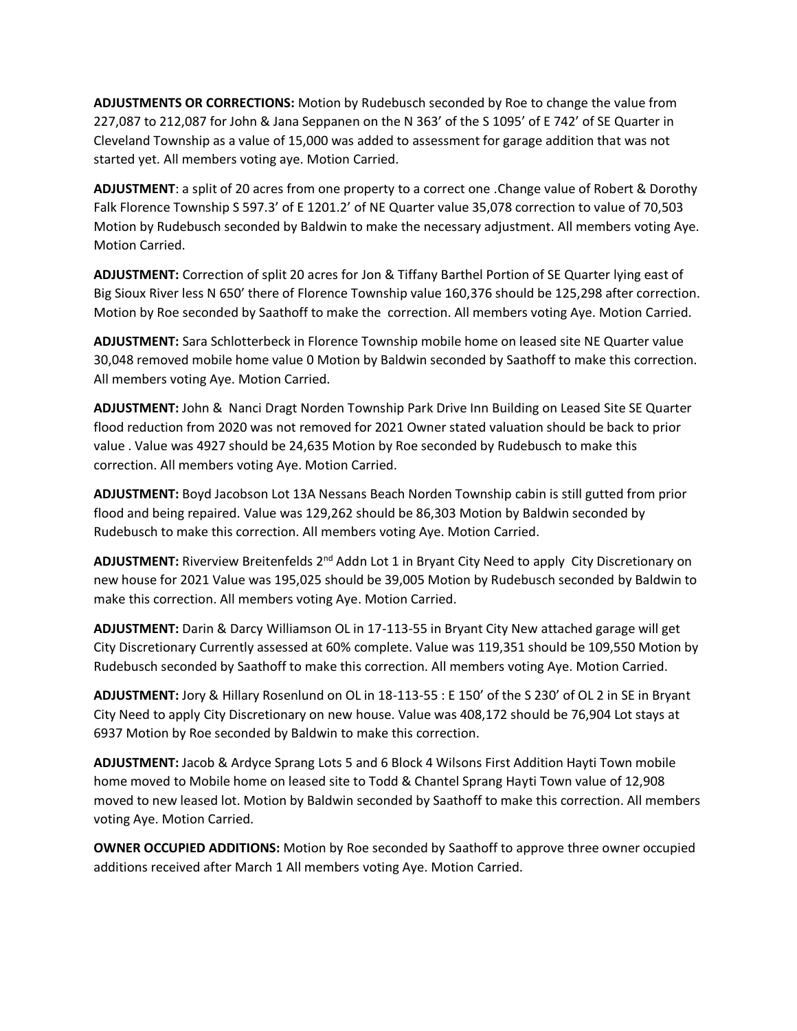**ADJUSTMENTS OR CORRECTIONS:** Motion by Rudebusch seconded by Roe to change the value from 227,087 to 212,087 for John & Jana Seppanen on the N 363' of the S 1095' of E 742' of SE Quarter in Cleveland Township as a value of 15,000 was added to assessment for garage addition that was not started yet. All members voting aye. Motion Carried.

**ADJUSTMENT**: a split of 20 acres from one property to a correct one .Change value of Robert & Dorothy Falk Florence Township S 597.3' of E 1201.2' of NE Quarter value 35,078 correction to value of 70,503 Motion by Rudebusch seconded by Baldwin to make the necessary adjustment. All members voting Aye. Motion Carried.

**ADJUSTMENT:** Correction of split 20 acres for Jon & Tiffany Barthel Portion of SE Quarter lying east of Big Sioux River less N 650' there of Florence Township value 160,376 should be 125,298 after correction. Motion by Roe seconded by Saathoff to make the correction. All members voting Aye. Motion Carried.

**ADJUSTMENT:** Sara Schlotterbeck in Florence Township mobile home on leased site NE Quarter value 30,048 removed mobile home value 0 Motion by Baldwin seconded by Saathoff to make this correction. All members voting Aye. Motion Carried.

**ADJUSTMENT:** John & Nanci Dragt Norden Township Park Drive Inn Building on Leased Site SE Quarter flood reduction from 2020 was not removed for 2021 Owner stated valuation should be back to prior value . Value was 4927 should be 24,635 Motion by Roe seconded by Rudebusch to make this correction. All members voting Aye. Motion Carried.

**ADJUSTMENT:** Boyd Jacobson Lot 13A Nessans Beach Norden Township cabin is still gutted from prior flood and being repaired. Value was 129,262 should be 86,303 Motion by Baldwin seconded by Rudebusch to make this correction. All members voting Aye. Motion Carried.

**ADJUSTMENT:** Riverview Breitenfelds 2nd Addn Lot 1 in Bryant City Need to apply City Discretionary on new house for 2021 Value was 195,025 should be 39,005 Motion by Rudebusch seconded by Baldwin to make this correction. All members voting Aye. Motion Carried.

**ADJUSTMENT:** Darin & Darcy Williamson OL in 17-113-55 in Bryant City New attached garage will get City Discretionary Currently assessed at 60% complete. Value was 119,351 should be 109,550 Motion by Rudebusch seconded by Saathoff to make this correction. All members voting Aye. Motion Carried.

**ADJUSTMENT:** Jory & Hillary Rosenlund on OL in 18-113-55 : E 150' of the S 230' of OL 2 in SE in Bryant City Need to apply City Discretionary on new house. Value was 408,172 should be 76,904 Lot stays at 6937 Motion by Roe seconded by Baldwin to make this correction.

**ADJUSTMENT:** Jacob & Ardyce Sprang Lots 5 and 6 Block 4 Wilsons First Addition Hayti Town mobile home moved to Mobile home on leased site to Todd & Chantel Sprang Hayti Town value of 12,908 moved to new leased lot. Motion by Baldwin seconded by Saathoff to make this correction. All members voting Aye. Motion Carried.

**OWNER OCCUPIED ADDITIONS:** Motion by Roe seconded by Saathoff to approve three owner occupied additions received after March 1 All members voting Aye. Motion Carried.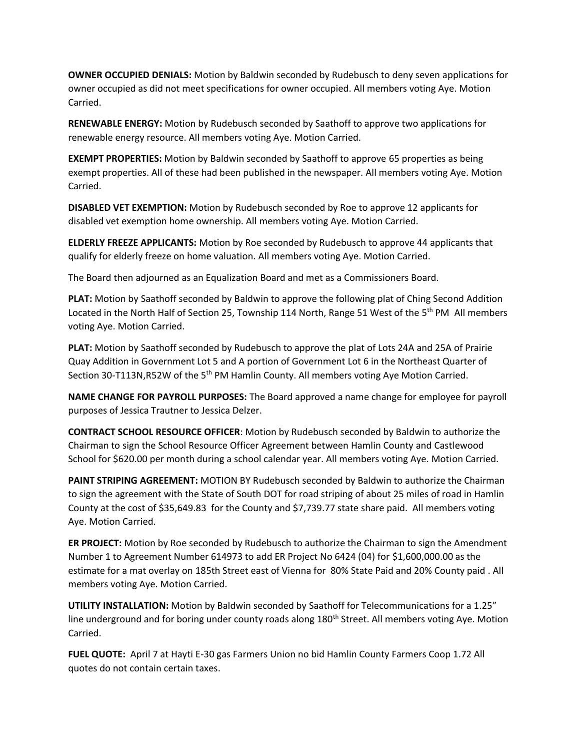**OWNER OCCUPIED DENIALS:** Motion by Baldwin seconded by Rudebusch to deny seven applications for owner occupied as did not meet specifications for owner occupied. All members voting Aye. Motion Carried.

**RENEWABLE ENERGY:** Motion by Rudebusch seconded by Saathoff to approve two applications for renewable energy resource. All members voting Aye. Motion Carried.

**EXEMPT PROPERTIES:** Motion by Baldwin seconded by Saathoff to approve 65 properties as being exempt properties. All of these had been published in the newspaper. All members voting Aye. Motion Carried.

**DISABLED VET EXEMPTION:** Motion by Rudebusch seconded by Roe to approve 12 applicants for disabled vet exemption home ownership. All members voting Aye. Motion Carried.

**ELDERLY FREEZE APPLICANTS:** Motion by Roe seconded by Rudebusch to approve 44 applicants that qualify for elderly freeze on home valuation. All members voting Aye. Motion Carried.

The Board then adjourned as an Equalization Board and met as a Commissioners Board.

**PLAT:** Motion by Saathoff seconded by Baldwin to approve the following plat of Ching Second Addition Located in the North Half of Section 25, Township 114 North, Range 51 West of the 5th PM All members voting Aye. Motion Carried.

**PLAT:** Motion by Saathoff seconded by Rudebusch to approve the plat of Lots 24A and 25A of Prairie Quay Addition in Government Lot 5 and A portion of Government Lot 6 in the Northeast Quarter of Section 30-T113N,R52W of the 5th PM Hamlin County. All members voting Aye Motion Carried.

**NAME CHANGE FOR PAYROLL PURPOSES:** The Board approved a name change for employee for payroll purposes of Jessica Trautner to Jessica Delzer.

**CONTRACT SCHOOL RESOURCE OFFICER**: Motion by Rudebusch seconded by Baldwin to authorize the Chairman to sign the School Resource Officer Agreement between Hamlin County and Castlewood School for $620.00 per month during a school calendar year. All members voting Aye. Motion Carried.

**PAINT STRIPING AGREEMENT:** MOTION BY Rudebusch seconded by Baldwin to authorize the Chairman to sign the agreement with the State of South DOT for road striping of about 25 miles of road in Hamlin County at the cost of $35,649.83 for the County and $7,739.77 state share paid. All members voting Aye. Motion Carried.

**ER PROJECT:** Motion by Roe seconded by Rudebusch to authorize the Chairman to sign the Amendment Number 1 to Agreement Number 614973 to add ER Project No 6424 (04) for $1,600,000.00 as the estimate for a mat overlay on 185th Street east of Vienna for 80% State Paid and 20% County paid . All members voting Aye. Motion Carried.

**UTILITY INSTALLATION:** Motion by Baldwin seconded by Saathoff for Telecommunications for a 1.25" line underground and for boring under county roads along 180th Street. All members voting Aye. Motion Carried.

**FUEL QUOTE:** April 7 at Hayti E-30 gas Farmers Union no bid Hamlin County Farmers Coop 1.72 All quotes do not contain certain taxes.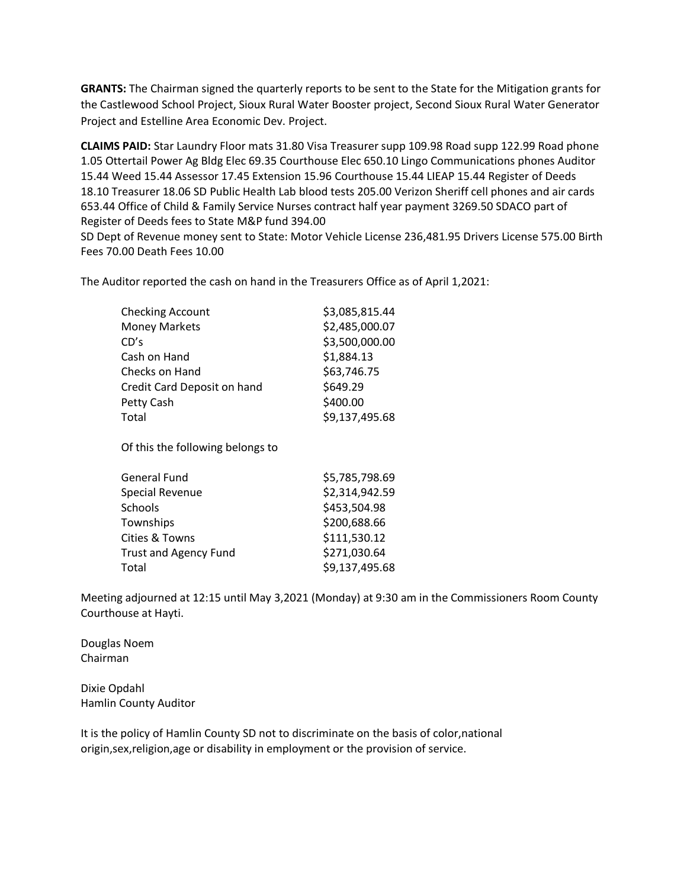**GRANTS:** The Chairman signed the quarterly reports to be sent to the State for the Mitigation grants for the Castlewood School Project, Sioux Rural Water Booster project, Second Sioux Rural Water Generator Project and Estelline Area Economic Dev. Project.

**CLAIMS PAID:** Star Laundry Floor mats 31.80 Visa Treasurer supp 109.98 Road supp 122.99 Road phone 1.05 Ottertail Power Ag Bldg Elec 69.35 Courthouse Elec 650.10 Lingo Communications phones Auditor 15.44 Weed 15.44 Assessor 17.45 Extension 15.96 Courthouse 15.44 LIEAP 15.44 Register of Deeds 18.10 Treasurer 18.06 SD Public Health Lab blood tests 205.00 Verizon Sheriff cell phones and air cards 653.44 Office of Child & Family Service Nurses contract half year payment 3269.50 SDACO part of Register of Deeds fees to State M&P fund 394.00
SD Dept of Revenue money sent to State: Motor Vehicle License 236,481.95 Drivers License 575.00 Birth Fees 70.00 Death Fees 10.00

The Auditor reported the cash on hand in the Treasurers Office as of April 1,2021:

| | |
|---|---|
| Checking Account | $3,085,815.44 |
| Money Markets | $2,485,000.07 |
| CD's | $3,500,000.00 |
| Cash on Hand | $1,884.13 |
| Checks on Hand | $63,746.75 |
| Credit Card Deposit on hand | $649.29 |
| Petty Cash | $400.00 |
| Total | $9,137,495.68 |

Of this the following belongs to

| | |
|---|---|
| General Fund | $5,785,798.69 |
| Special Revenue | $2,314,942.59 |
| Schools | $453,504.98 |
| Townships | $200,688.66 |
| Cities & Towns | $111,530.12 |
| Trust and Agency Fund | $271,030.64 |
| Total | $9,137,495.68 |

Meeting adjourned at 12:15 until May 3,2021 (Monday) at 9:30 am in the Commissioners Room County Courthouse at Hayti.

Douglas Noem
Chairman

Dixie Opdahl
Hamlin County Auditor

It is the policy of Hamlin County SD not to discriminate on the basis of color,national origin,sex,religion,age or disability in employment or the provision of service.